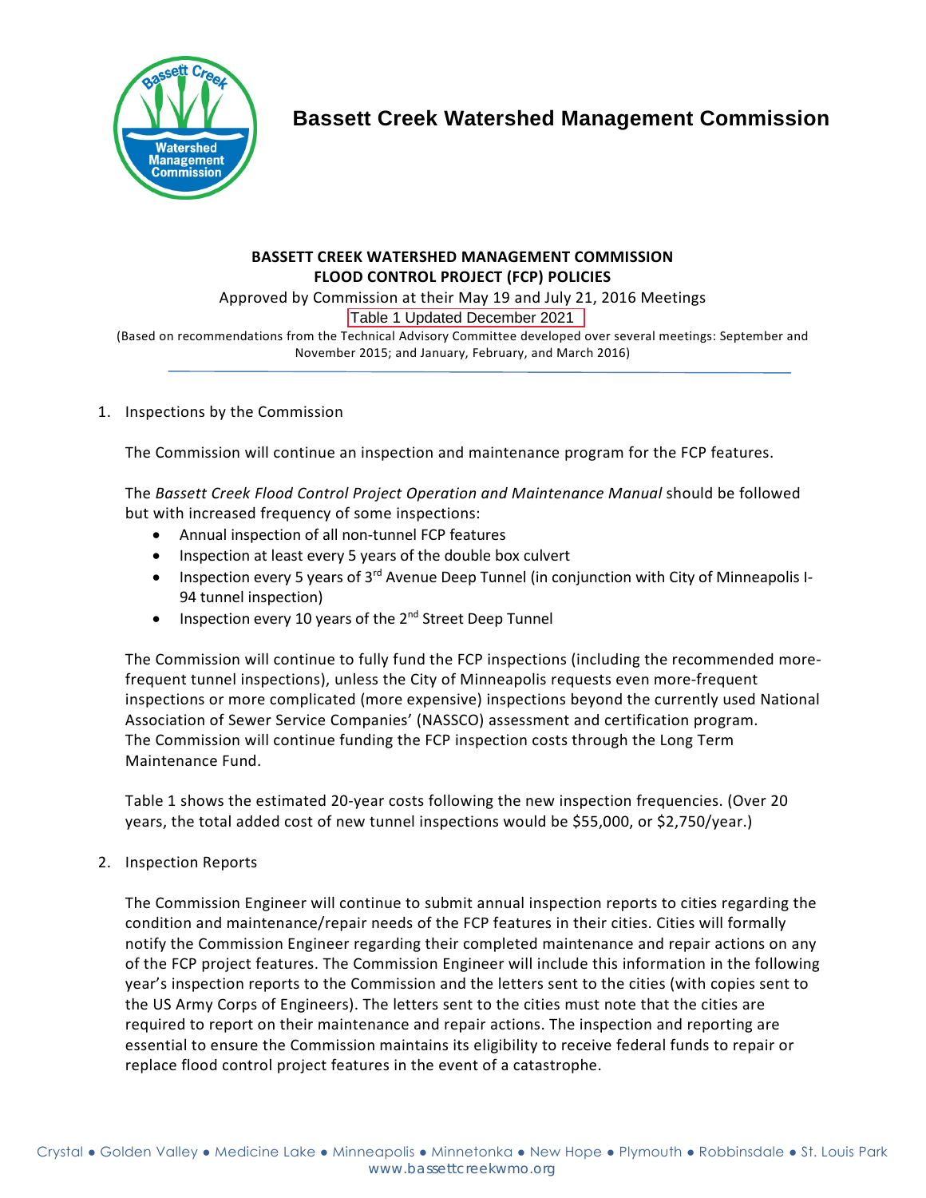# Bassett Creek Watershed Management Commission

**BASSETT CREEK WATERSHED MANAGEMENT COMMISSION**
**FLOOD CONTROL PROJECT (FCP) POLICIES**

Approved by Commission at their May 19 and July 21, 2016 Meetings

Table 1 Updated December 2021

(Based on recommendations from the Technical Advisory Committee developed over several meetings: September and November 2015; and January, February, and March 2016)

1. Inspections by the Commission

   The Commission will continue an inspection and maintenance program for the FCP features.

   The *Bassett Creek Flood Control Project Operation and Maintenance Manual* should be followed but with increased frequency of some inspections:

   - Annual inspection of all non-tunnel FCP features
   - Inspection at least every 5 years of the double box culvert
   - Inspection every 5 years of 3rd Avenue Deep Tunnel (in conjunction with City of Minneapolis I-94 tunnel inspection)
   - Inspection every 10 years of the 2nd Street Deep Tunnel

   The Commission will continue to fully fund the FCP inspections (including the recommended more-frequent tunnel inspections), unless the City of Minneapolis requests even more-frequent inspections or more complicated (more expensive) inspections beyond the currently used National Association of Sewer Service Companies' (NASSCO) assessment and certification program. The Commission will continue funding the FCP inspection costs through the Long Term Maintenance Fund.

   Table 1 shows the estimated 20-year costs following the new inspection frequencies. (Over 20 years, the total added cost of new tunnel inspections would be $55,000, or $2,750/year.)

2. Inspection Reports

   The Commission Engineer will continue to submit annual inspection reports to cities regarding the condition and maintenance/repair needs of the FCP features in their cities. Cities will formally notify the Commission Engineer regarding their completed maintenance and repair actions on any of the FCP project features. The Commission Engineer will include this information in the following year's inspection reports to the Commission and the letters sent to the cities (with copies sent to the US Army Corps of Engineers). The letters sent to the cities must note that the cities are required to report on their maintenance and repair actions. The inspection and reporting are essential to ensure the Commission maintains its eligibility to receive federal funds to repair or replace flood control project features in the event of a catastrophe.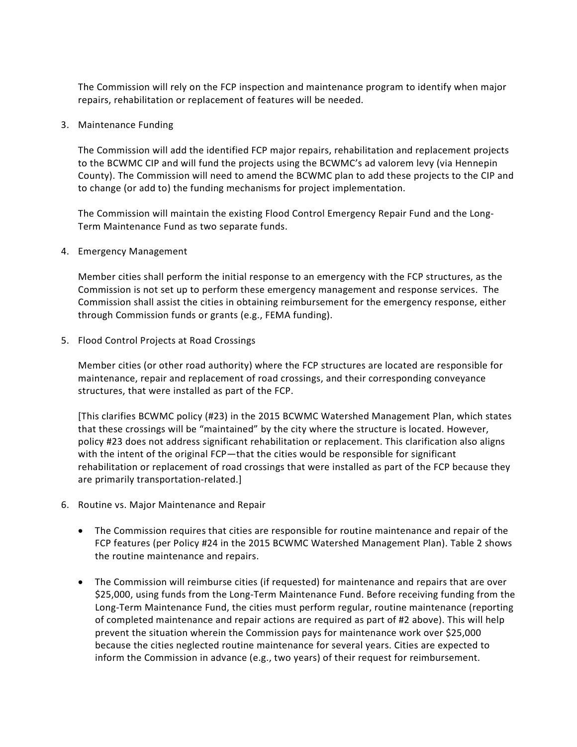The Commission will rely on the FCP inspection and maintenance program to identify when major repairs, rehabilitation or replacement of features will be needed.

3. Maintenance Funding

   The Commission will add the identified FCP major repairs, rehabilitation and replacement projects to the BCWMC CIP and will fund the projects using the BCWMC's ad valorem levy (via Hennepin County). The Commission will need to amend the BCWMC plan to add these projects to the CIP and to change (or add to) the funding mechanisms for project implementation.

   The Commission will maintain the existing Flood Control Emergency Repair Fund and the Long-Term Maintenance Fund as two separate funds.

4. Emergency Management

   Member cities shall perform the initial response to an emergency with the FCP structures, as the Commission is not set up to perform these emergency management and response services. The Commission shall assist the cities in obtaining reimbursement for the emergency response, either through Commission funds or grants (e.g., FEMA funding).

5. Flood Control Projects at Road Crossings

   Member cities (or other road authority) where the FCP structures are located are responsible for maintenance, repair and replacement of road crossings, and their corresponding conveyance structures, that were installed as part of the FCP.

   [This clarifies BCWMC policy (#23) in the 2015 BCWMC Watershed Management Plan, which states that these crossings will be "maintained" by the city where the structure is located. However, policy #23 does not address significant rehabilitation or replacement. This clarification also aligns with the intent of the original FCP—that the cities would be responsible for significant rehabilitation or replacement of road crossings that were installed as part of the FCP because they are primarily transportation-related.]

6. Routine vs. Major Maintenance and Repair

   - The Commission requires that cities are responsible for routine maintenance and repair of the FCP features (per Policy #24 in the 2015 BCWMC Watershed Management Plan). Table 2 shows the routine maintenance and repairs.

   - The Commission will reimburse cities (if requested) for maintenance and repairs that are over $25,000, using funds from the Long-Term Maintenance Fund. Before receiving funding from the Long-Term Maintenance Fund, the cities must perform regular, routine maintenance (reporting of completed maintenance and repair actions are required as part of #2 above). This will help prevent the situation wherein the Commission pays for maintenance work over $25,000 because the cities neglected routine maintenance for several years. Cities are expected to inform the Commission in advance (e.g., two years) of their request for reimbursement.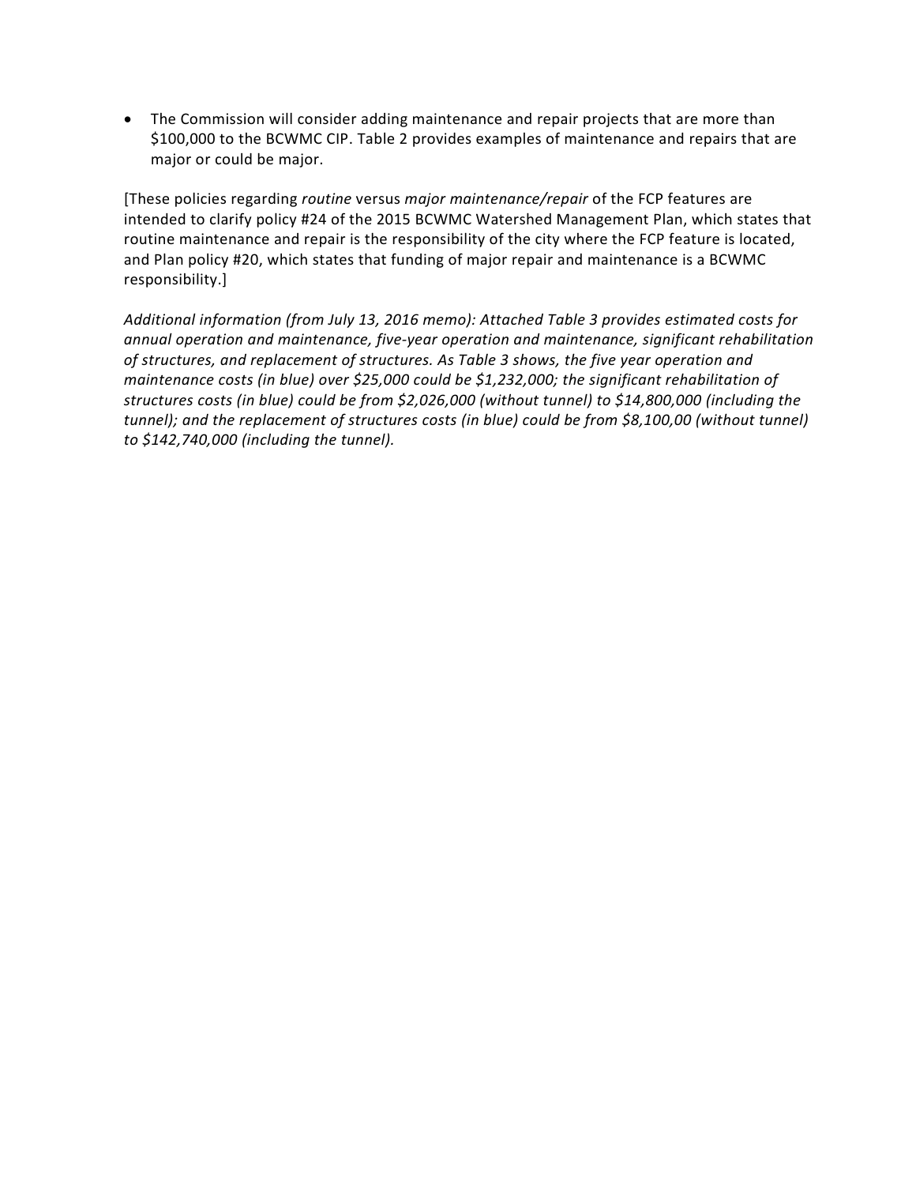- The Commission will consider adding maintenance and repair projects that are more than $100,000 to the BCWMC CIP. Table 2 provides examples of maintenance and repairs that are major or could be major.

[These policies regarding *routine* versus *major maintenance/repair* of the FCP features are intended to clarify policy #24 of the 2015 BCWMC Watershed Management Plan, which states that routine maintenance and repair is the responsibility of the city where the FCP feature is located, and Plan policy #20, which states that funding of major repair and maintenance is a BCWMC responsibility.]

*Additional information (from July 13, 2016 memo): Attached Table 3 provides estimated costs for annual operation and maintenance, five-year operation and maintenance, significant rehabilitation of structures, and replacement of structures. As Table 3 shows, the five year operation and maintenance costs (in blue) over $25,000 could be $1,232,000; the significant rehabilitation of structures costs (in blue) could be from $2,026,000 (without tunnel) to $14,800,000 (including the tunnel); and the replacement of structures costs (in blue) could be from $8,100,00 (without tunnel) to $142,740,000 (including the tunnel).*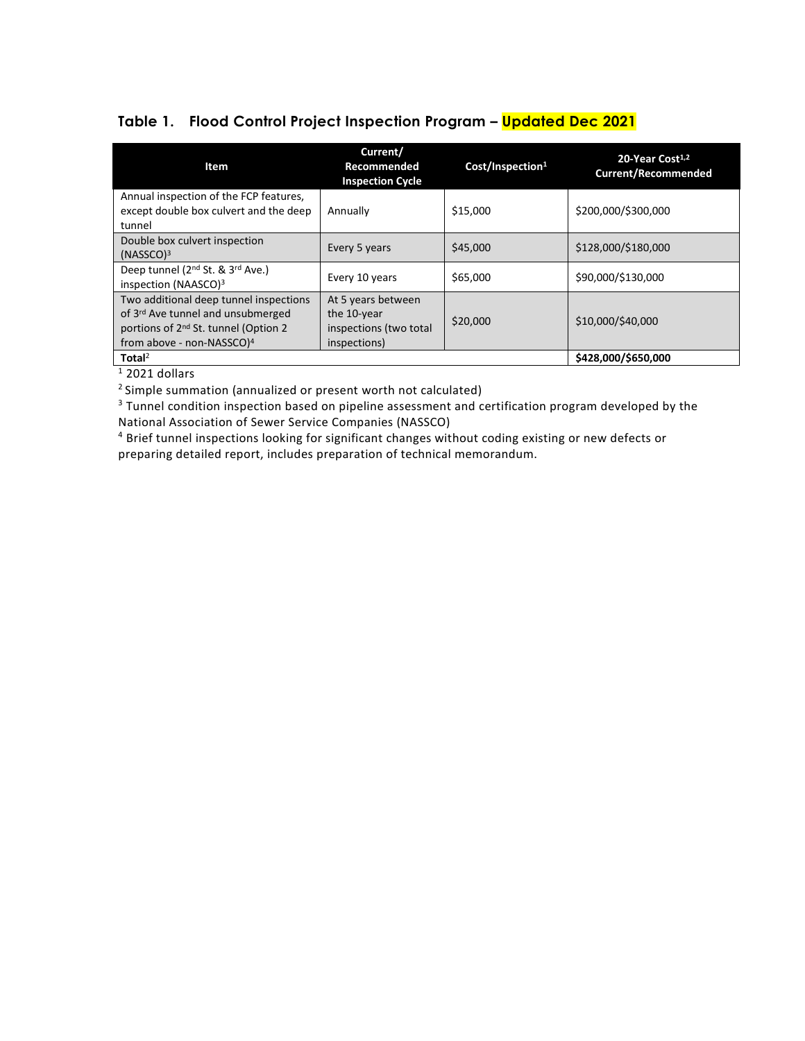## Table 1. Flood Control Project Inspection Program – Updated Dec 2021

| Item | Current/ Recommended Inspection Cycle | Cost/Inspection[1] | 20-Year Cost[1,2] Current/Recommended |
|---|---|---|---|
| Annual inspection of the FCP features, except double box culvert and the deep tunnel | Annually | $15,000 | $200,000/$300,000 |
| Double box culvert inspection (NASSCO)[3] | Every 5 years | $45,000 | $128,000/$180,000 |
| Deep tunnel (2nd St. & 3rd Ave.) inspection (NAASCO)[3] | Every 10 years | $65,000 | $90,000/$130,000 |
| Two additional deep tunnel inspections of 3rd Ave tunnel and unsubmerged portions of 2nd St. tunnel (Option 2 from above - non-NASSCO)[4] | At 5 years between the 10-year inspections (two total inspections) | $20,000 | $10,000/$40,000 |
| **Total**[2] | | | **$428,000/$650,000** |

[1] 2021 dollars

[2] Simple summation (annualized or present worth not calculated)

[3] Tunnel condition inspection based on pipeline assessment and certification program developed by the National Association of Sewer Service Companies (NASSCO)

[4] Brief tunnel inspections looking for significant changes without coding existing or new defects or preparing detailed report, includes preparation of technical memorandum.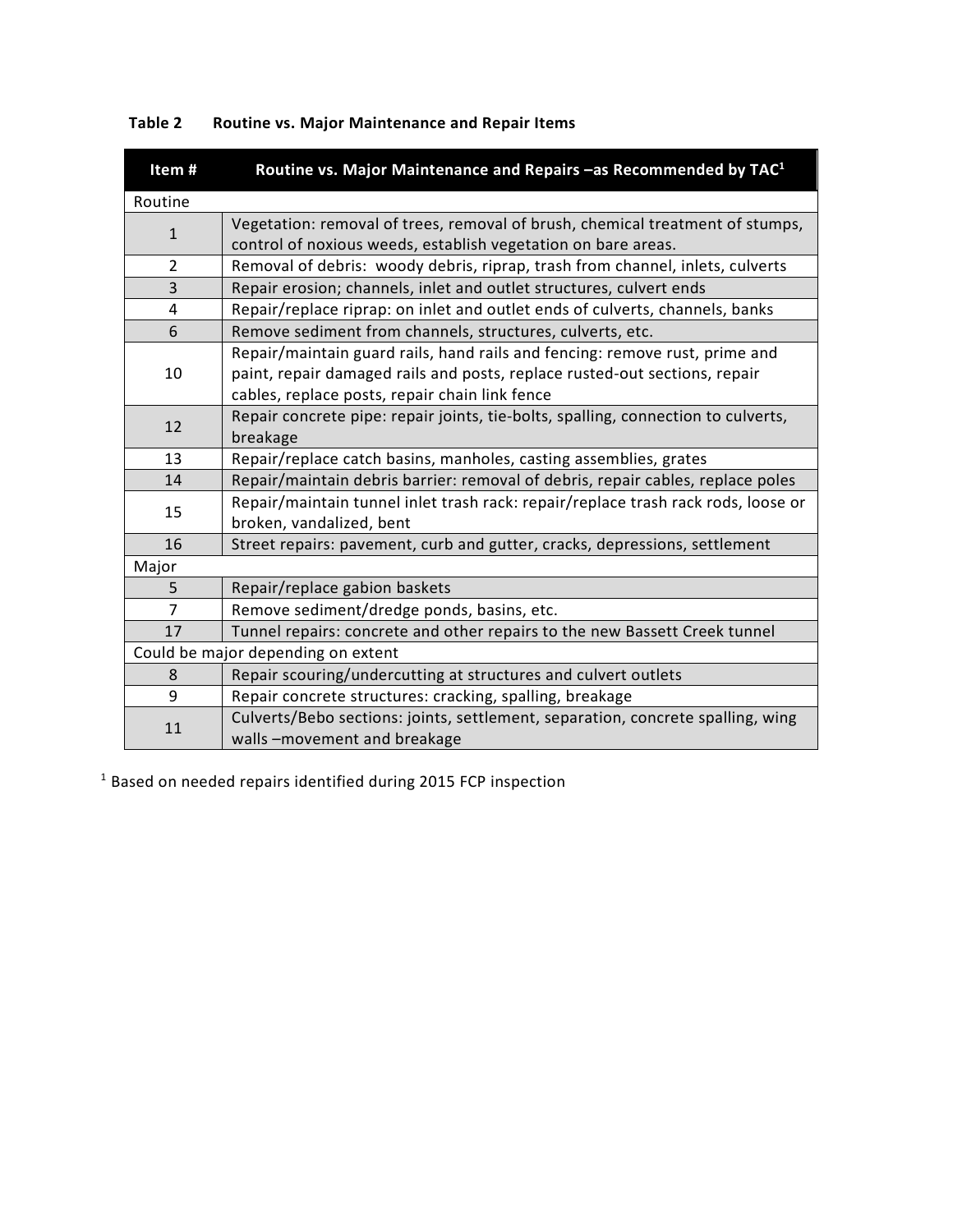**Table 2 Routine vs. Major Maintenance and Repair Items**

| Item # | Routine vs. Major Maintenance and Repairs –as Recommended by TAC[1] |
|---|---|
| Routine | |
| 1 | Vegetation: removal of trees, removal of brush, chemical treatment of stumps, control of noxious weeds, establish vegetation on bare areas. |
| 2 | Removal of debris: woody debris, riprap, trash from channel, inlets, culverts |
| 3 | Repair erosion; channels, inlet and outlet structures, culvert ends |
| 4 | Repair/replace riprap: on inlet and outlet ends of culverts, channels, banks |
| 6 | Remove sediment from channels, structures, culverts, etc. |
| 10 | Repair/maintain guard rails, hand rails and fencing: remove rust, prime and paint, repair damaged rails and posts, replace rusted-out sections, repair cables, replace posts, repair chain link fence |
| 12 | Repair concrete pipe: repair joints, tie-bolts, spalling, connection to culverts, breakage |
| 13 | Repair/replace catch basins, manholes, casting assemblies, grates |
| 14 | Repair/maintain debris barrier: removal of debris, repair cables, replace poles |
| 15 | Repair/maintain tunnel inlet trash rack: repair/replace trash rack rods, loose or broken, vandalized, bent |
| 16 | Street repairs: pavement, curb and gutter, cracks, depressions, settlement |
| Major | |
| 5 | Repair/replace gabion baskets |
| 7 | Remove sediment/dredge ponds, basins, etc. |
| 17 | Tunnel repairs: concrete and other repairs to the new Bassett Creek tunnel |
| Could be major depending on extent | |
| 8 | Repair scouring/undercutting at structures and culvert outlets |
| 9 | Repair concrete structures: cracking, spalling, breakage |
| 11 | Culverts/Bebo sections: joints, settlement, separation, concrete spalling, wing walls –movement and breakage |

[1] Based on needed repairs identified during 2015 FCP inspection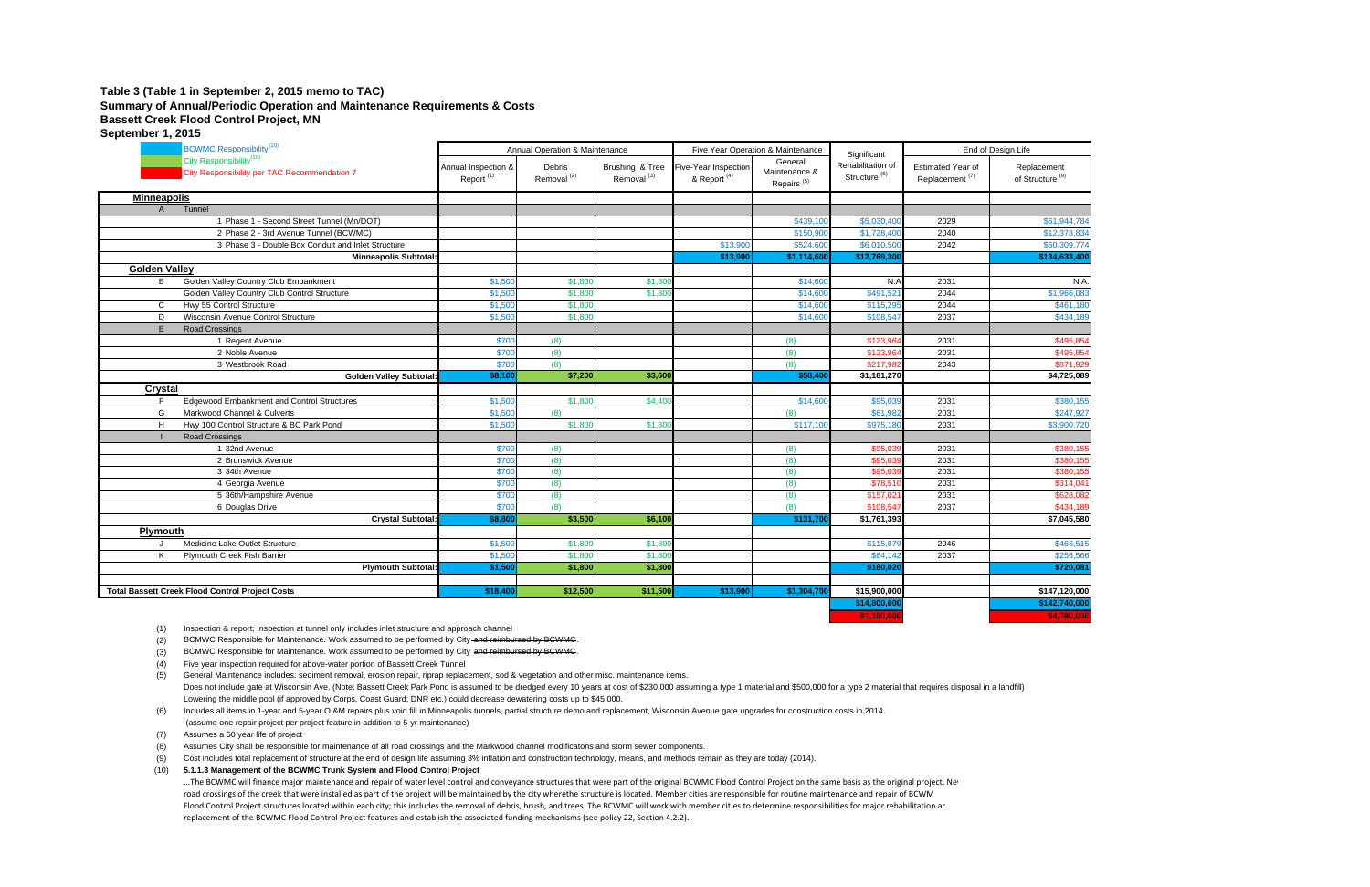**Table 3 (Table 1 in September 2, 2015 memo to TAC)**
**Summary of Annual/Periodic Operation and Maintenance Requirements & Costs**
**Bassett Creek Flood Control Project, MN**
**September 1, 2015**

BCWMC Responsibility[10]
City Responsibility[10]
City Responsibility per TAC Recommendation 7

| | Annual Operation & Maintenance | | | Five Year Operation & Maintenance | | Significant Rehabilitation of Structure [6] | End of Design Life | |
|---|---|---|---|---|---|---|---|---|
| | Annual Inspection & Report [1] | Debris Removal [2] | Brushing & Tree Removal [3] | Five-Year Inspection & Report [4] | General Maintenance & Repairs [5] | | Estimated Year of Replacement [7] | Replacement of Structure [9] |
| **Minneapolis** | | | | | | | | |
| A Tunnel | | | | | | | | |
| 1 Phase 1 - Second Street Tunnel (Mn/DOT) | | | | | $439,100 | $5,030,400 | 2029 | $61,944,784 |
| 2 Phase 2 - 3rd Avenue Tunnel (BCWMC) | | | | | $150,900 | $1,728,400 | 2040 | $12,378,834 |
| 3 Phase 3 - Double Box Conduit and Inlet Structure | | | | $13,900 | $524,600 | $6,010,500 | 2042 | $60,309,774 |
| **Minneapolis Subtotal:** | | | | **$13,900** | **$1,114,600** | **$12,769,300** | | **$134,633,400** |
| **Golden Valley** | | | | | | | | |
| B Golden Valley Country Club Embankment | $1,500 | $1,800 | $1,800 | | $14,600 | N.A | 2031 | N.A. |
| Golden Valley Country Club Control Structure | $1,500 | $1,800 | $1,800 | | $14,600 | $491,521 | 2044 | $1,966,083 |
| C Hwy 55 Control Structure | $1,500 | $1,800 | | | $14,600 | $115,295 | 2044 | $461,180 |
| D Wisconsin Avenue Control Structure | $1,500 | $1,800 | | | $14,600 | $108,547 | 2037 | $434,189 |
| E Road Crossings | | | | | | | | |
| 1 Regent Avenue | $700 | (8) | | | (8) | $123,964 | 2031 | $495,854 |
| 2 Noble Avenue | $700 | (8) | | | (8) | $123,964 | 2031 | $495,854 |
| 3 Westbrook Road | $700 | (8) | | | (8) | $217,982 | 2043 | $871,929 |
| **Golden Valley Subtotal:** | **$8,100** | **$7,200** | **$3,600** | | **$58,400** | **$1,181,270** | | **$4,725,089** |
| **Crystal** | | | | | | | | |
| F Edgewood Embankment and Control Structures | $1,500 | $1,800 | $4,400 | | $14,600 | $95,039 | 2031 | $380,155 |
| G Markwood Channel & Culverts | $1,500 | (8) | | | (8) | $61,982 | 2031 | $247,927 |
| H Hwy 100 Control Structure & BC Park Pond | $1,500 | $1,800 | $1,800 | | $117,100 | $975,180 | 2031 | $3,900,720 |
| I Road Crossings | | | | | | | | |
| 1 32nd Avenue | $700 | (8) | | | (8) | $95,039 | 2031 | $380,155 |
| 2 Brunswick Avenue | $700 | (8) | | | (8) | $95,039 | 2031 | $380,155 |
| 3 34th Avenue | $700 | (8) | | | (8) | $95,039 | 2031 | $380,155 |
| 4 Georgia Avenue | $700 | (8) | | | (8) | $78,510 | 2031 | $314,041 |
| 5 36th/Hampshire Avenue | $700 | (8) | | | (8) | $157,021 | 2031 | $628,082 |
| 6 Douglas Drive | $700 | (8) | | | (8) | $108,547 | 2037 | $434,189 |
| **Crystal Subtotal:** | **$8,800** | **$3,500** | **$6,100** | | **$131,700** | **$1,761,393** | | **$7,045,580** |
| **Plymouth** | | | | | | | | |
| J Medicine Lake Outlet Structure | $1,500 | $1,800 | $1,800 | | | $115,879 | 2046 | $463,515 |
| K Plymouth Creek Fish Barrier | $1,500 | $1,800 | $1,800 | | | $64,142 | 2037 | $256,566 |
| **Plymouth Subtotal:** | **$1,500** | **$1,800** | **$1,800** | | | **$180,020** | | **$720,081** |
| **Total Bassett Creek Flood Control Project Costs** | **$18,400** | **$12,500** | **$11,500** | **$13,900** | **$1,304,700** | **$15,900,000** | | **$147,120,000** |
| | | | | | | **$14,800,000** | | **$142,740,000** |
| | | | | | | **$1,100,000** | | **$4,380,000** |

(1) Inspection & report; Inspection at tunnel only includes inlet structure and approach channel

(2) BCWMC Responsible for Maintenance. Work assumed to be performed by City ~~and reimbursed by BCWMC~~.

(3) BCWMC Responsible for Maintenance. Work assumed to be performed by City ~~and reimbursed by BCWMC~~.

(4) Five year inspection required for above-water portion of Bassett Creek Tunnel

(5) General Maintenance includes: sediment removal, erosion repair, riprap replacement, sod & vegetation and other misc. maintenance items.
Does not include gate at Wisconsin Ave. (Note: Bassett Creek Park Pond is assumed to be dredged every 10 years at cost of $230,000 assuming a type 1 material and $500,000 for a type 2 material that requires disposal in a landfill)
Lowering the middle pool (if approved by Corps, Coast Guard, DNR etc.) could decrease dewatering costs up to $45,000.

(6) Includes all items in 1-year and 5-year O &M repairs plus void fill in Minneapolis tunnels, partial structure demo and replacement, Wisconsin Avenue gate upgrades for construction costs in 2014.
(assume one repair project per project feature in addition to 5-yr maintenance)

(7) Assumes a 50 year life of project

(8) Assumes City shall be responsible for maintenance of all road crossings and the Markwood channel modificatons and storm sewer components.

(9) Cost includes total replacement of structure at the end of design life assuming 3% inflation and construction technology, means, and methods remain as they are today (2014).

(10) **5.1.1.3 Management of the BCWMC Trunk System and Flood Control Project**
...The BCWMC will finance major maintenance and repair of water level control and conveyance structures that were part of the original BCWMC Flood Control Project on the same basis as the original project. Ne
road crossings of the creek that were installed as part of the project will be maintained by the city wherethe structure is located. Member cities are responsible for routine maintenance and repair of BCWM
Flood Control Project structures located within each city; this includes the removal of debris, brush, and trees. The BCWMC will work with member cities to determine responsibilities for major rehabilitation ar
replacement of the BCWMC Flood Control Project features and establish the associated funding mechanisms (see policy 22, Section 4.2.2)..